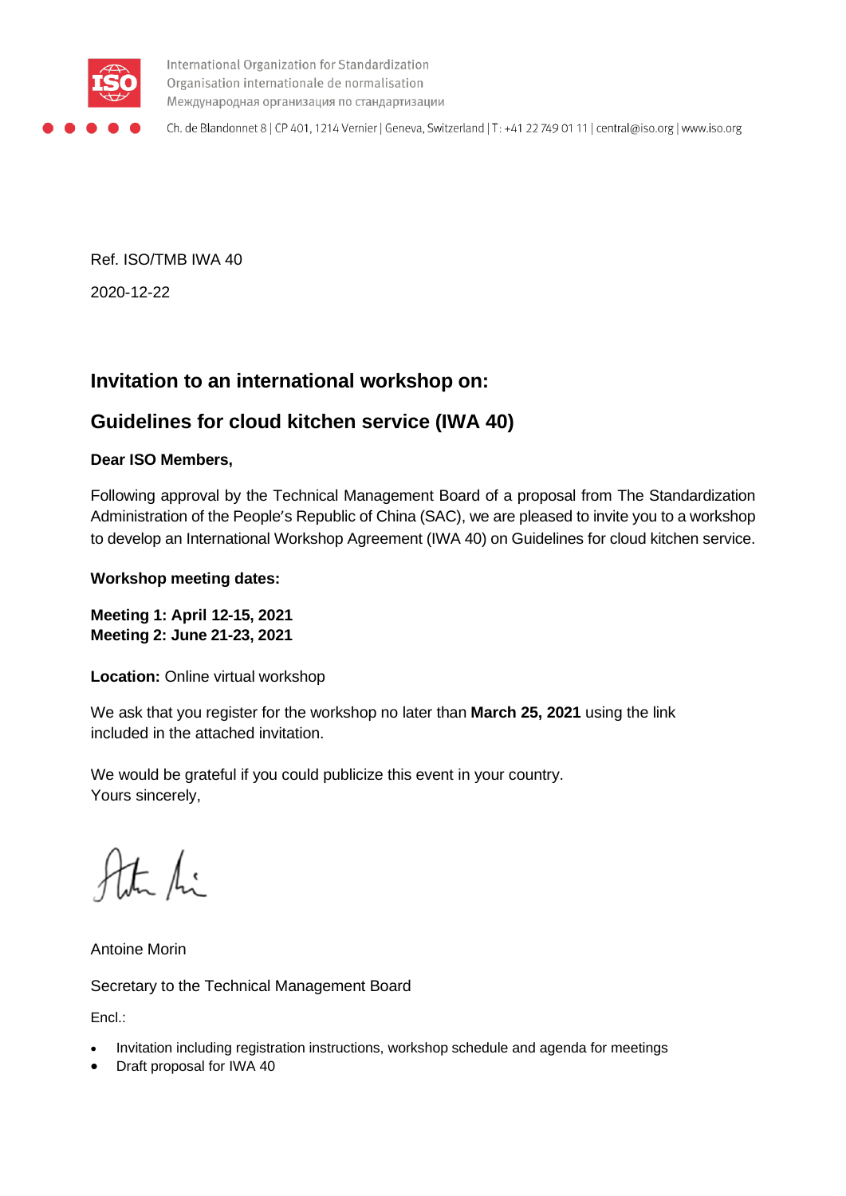International Organization for Standardization
Organisation internationale de normalisation
Международная организация по стандартизации

Ch. de Blandonnet 8 | CP 401, 1214 Vernier | Geneva, Switzerland | T: +41 22 749 01 11 | central@iso.org | www.iso.org

Ref. ISO/TMB IWA 40

2020-12-22

## Invitation to an international workshop on:

## Guidelines for cloud kitchen service (IWA 40)

**Dear ISO Members,**

Following approval by the Technical Management Board of a proposal from The Standardization Administration of the People's Republic of China (SAC), we are pleased to invite you to a workshop to develop an International Workshop Agreement (IWA 40) on Guidelines for cloud kitchen service.

**Workshop meeting dates:**

**Meeting 1: April 12-15, 2021**
**Meeting 2: June 21-23, 2021**

**Location:** Online virtual workshop

We ask that you register for the workshop no later than **March 25, 2021** using the link included in the attached invitation.

We would be grateful if you could publicize this event in your country.
Yours sincerely,

Antoine Morin

Secretary to the Technical Management Board

Encl.:

- Invitation including registration instructions, workshop schedule and agenda for meetings
- Draft proposal for IWA 40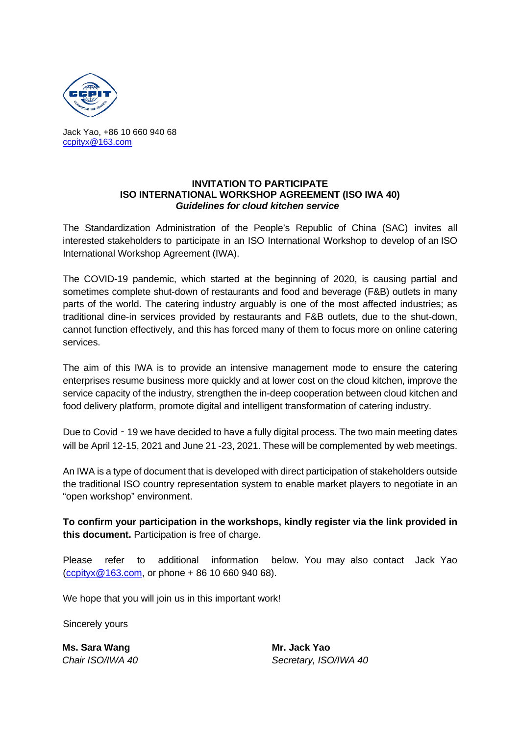Jack Yao, +86 10 660 940 68
ccpityx@163.com

**INVITATION TO PARTICIPATE**
**ISO INTERNATIONAL WORKSHOP AGREEMENT (ISO IWA 40)**
***Guidelines for cloud kitchen service***

The Standardization Administration of the People's Republic of China (SAC) invites all interested stakeholders to participate in an ISO International Workshop to develop of an ISO International Workshop Agreement (IWA).

The COVID-19 pandemic, which started at the beginning of 2020, is causing partial and sometimes complete shut-down of restaurants and food and beverage (F&B) outlets in many parts of the world. The catering industry arguably is one of the most affected industries; as traditional dine-in services provided by restaurants and F&B outlets, due to the shut-down, cannot function effectively, and this has forced many of them to focus more on online catering services.

The aim of this IWA is to provide an intensive management mode to ensure the catering enterprises resume business more quickly and at lower cost on the cloud kitchen, improve the service capacity of the industry, strengthen the in-deep cooperation between cloud kitchen and food delivery platform, promote digital and intelligent transformation of catering industry.

Due to Covid－19 we have decided to have a fully digital process. The two main meeting dates will be April 12-15, 2021 and June 21 -23, 2021. These will be complemented by web meetings.

An IWA is a type of document that is developed with direct participation of stakeholders outside the traditional ISO country representation system to enable market players to negotiate in an "open workshop" environment.

**To confirm your participation in the workshops, kindly register via the link provided in this document.** Participation is free of charge.

Please refer to additional information below. You may also contact Jack Yao (ccpityx@163.com, or phone + 86 10 660 940 68).

We hope that you will join us in this important work!

Sincerely yours

**Ms. Sara Wang**
*Chair ISO/IWA 40*

**Mr. Jack Yao**
*Secretary, ISO/IWA 40*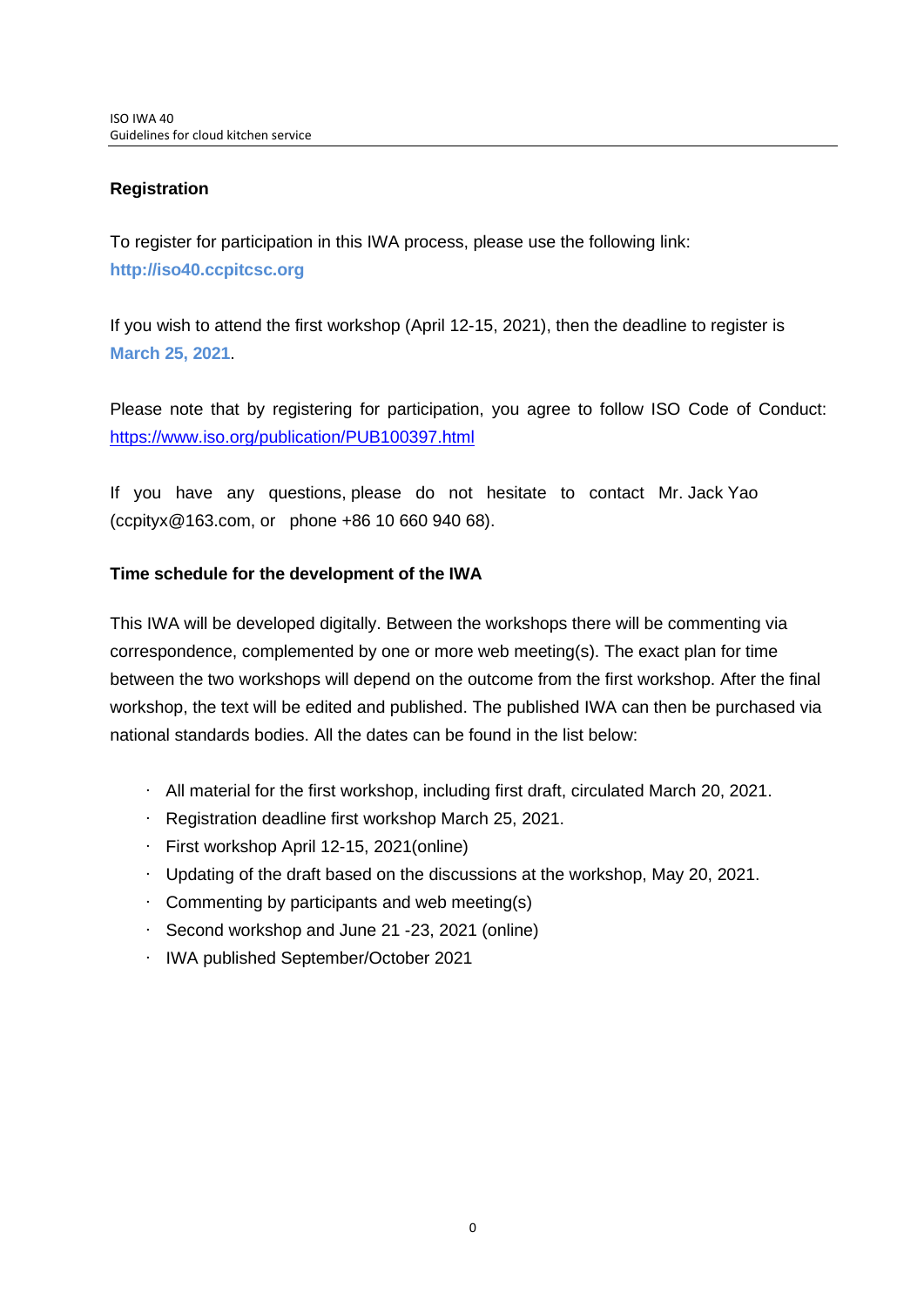**Registration**

To register for participation in this IWA process, please use the following link: **http://iso40.ccpitcsc.org**

If you wish to attend the first workshop (April 12-15, 2021), then the deadline to register is **March 25, 2021**.

Please note that by registering for participation, you agree to follow ISO Code of Conduct: https://www.iso.org/publication/PUB100397.html

If you have any questions, please do not hesitate to contact Mr. Jack Yao (ccpityx@163.com, or phone +86 10 660 940 68).

**Time schedule for the development of the IWA**

This IWA will be developed digitally. Between the workshops there will be commenting via correspondence, complemented by one or more web meeting(s). The exact plan for time between the two workshops will depend on the outcome from the first workshop. After the final workshop, the text will be edited and published. The published IWA can then be purchased via national standards bodies. All the dates can be found in the list below:

- All material for the first workshop, including first draft, circulated March 20, 2021.
- Registration deadline first workshop March 25, 2021.
- First workshop April 12-15, 2021(online)
- Updating of the draft based on the discussions at the workshop, May 20, 2021.
- Commenting by participants and web meeting(s)
- Second workshop and June 21 -23, 2021 (online)
- IWA published September/October 2021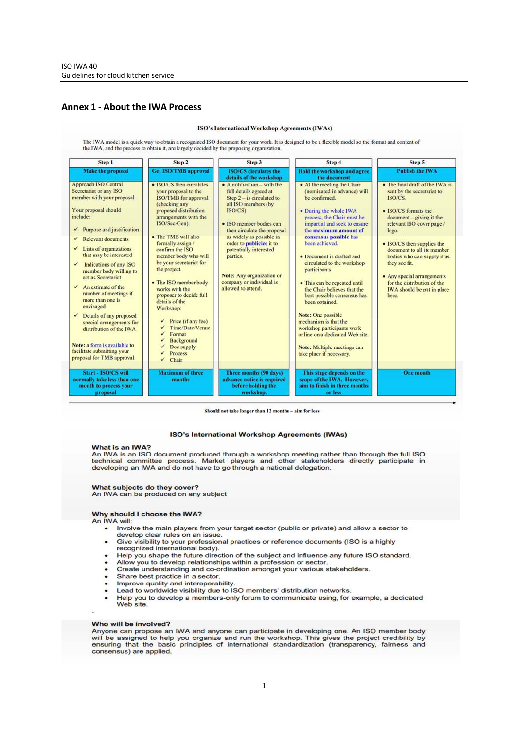## Annex 1 - About the IWA Process

### ISO's International Workshop Agreements (IWAs)

The IWA model is a quick way to obtain a recognized ISO document for your work. It is designed to be a flexible model so the format and content of the IWA, and the process to obtain it, are largely decided by the proposing organization.

| Step 1 | Step 2 | Step 3 | Step 4 | Step 5 |
|---|---|---|---|---|
| **Make the proposal** | **Get ISO/TMB approval** | **ISO/CS circulates the details of the workshop** | **Hold the workshop and agree the document** | **Publish the IWA** |
| Approach ISO Central Secretariat or any ISO member with your proposal.<br><br>Your proposal should include:<br>✓ Purpose and justification<br>✓ Relevant documents<br>✓ Lists of organizations that may be interested<br>✓ Indications of any ISO member body willing to act as Secretariat<br>✓ An estimate of the number of meetings if more than one is envisaged<br>✓ Details of any proposed special arrangements for distribution of the IWA<br><br>**Note:** a form is available to facilitate submitting your proposal for TMB approval. | • ISO/CS then circulates your proposal to the ISO/TMB for approval (checking any proposed distribution arrangements with the ISO/Sec-Gen).<br><br>• The TMB will also formally assign / confirm the ISO member body who will be your secretariat for the project.<br><br>• The ISO member body works with the proposer to decide full details of the Workshop:<br>✓ Price (if any fee)<br>✓ Time/Date/Venue<br>✓ Format<br>✓ Background<br>✓ Doc supply<br>✓ Process<br>✓ Chair | • A notification – with the full details agreed at Step 2 – is circulated to all ISO members (by ISO/CS)<br><br>• ISO member bodies can then circulate the proposal as widely as possible in order to **publicize** it to potentially interested parties.<br><br>**Note:** Any organization or company or individual is allowed to attend. | • At the meeting the Chair (nominated in advance) will be confirmed.<br><br>• During the whole IWA process, the Chair must be impartial and seek to ensure the maximum amount of **consensus possible** has been achieved.<br><br>• Document is drafted and circulated to the workshop participants.<br><br>• This can be repeated until the Chair believes that the best possible consensus has been obtained.<br><br>**Note:** One possible mechanism is that the workshop participants work online on a dedicated Web site.<br><br>**Note:** Multiple meetings can take place if necessary. | • The final draft of the IWA is sent by the secretariat to ISO/CS.<br><br>• ISO/CS formats the document – giving it the relevant ISO cover page / logo.<br><br>• ISO/CS then supplies the document to all its member bodies who can supply it as they see fit.<br><br>• Any special arrangements for the distribution of the IWA should be put in place here. |
| **Start - ISO/CS will normally take less than one month to process your proposal** | **Maximum of three months** | **Three months (90 days) advance notice is required before holding the workshop.** | **This stage depends on the scope of the IWA. However, aim to finish in three months or less** | **One month** |

**Should not take longer than 12 months – aim for less.**

### ISO's International Workshop Agreements (IWAs)

**What is an IWA?**
An IWA is an ISO document produced through a workshop meeting rather than through the full ISO technical committee process. Market players and other stakeholders directly participate in developing an IWA and do not have to go through a national delegation.

**What subjects do they cover?**
An IWA can be produced on any subject

**Why should I choose the IWA?**
An IWA will:

- Involve the main players from your target sector (public or private) and allow a sector to develop clear rules on an issue.
- Give visibility to your professional practices or reference documents (ISO is a highly recognized international body).
- Help you shape the future direction of the subject and influence any future ISO standard.
- Allow you to develop relationships within a profession or sector.
- Create understanding and co-ordination amongst your various stakeholders.
- Share best practice in a sector.
- Improve quality and interoperability.
- Lead to worldwide visibility due to ISO members' distribution networks.
- Help you to develop a members-only forum to communicate using, for example, a dedicated Web site.

**Who will be involved?**
Anyone can propose an IWA and anyone can participate in developing one. An ISO member body will be assigned to help you organize and run the workshop. This gives the project credibility by ensuring that the basic principles of international standardization (transparency, fairness and consensus) are applied.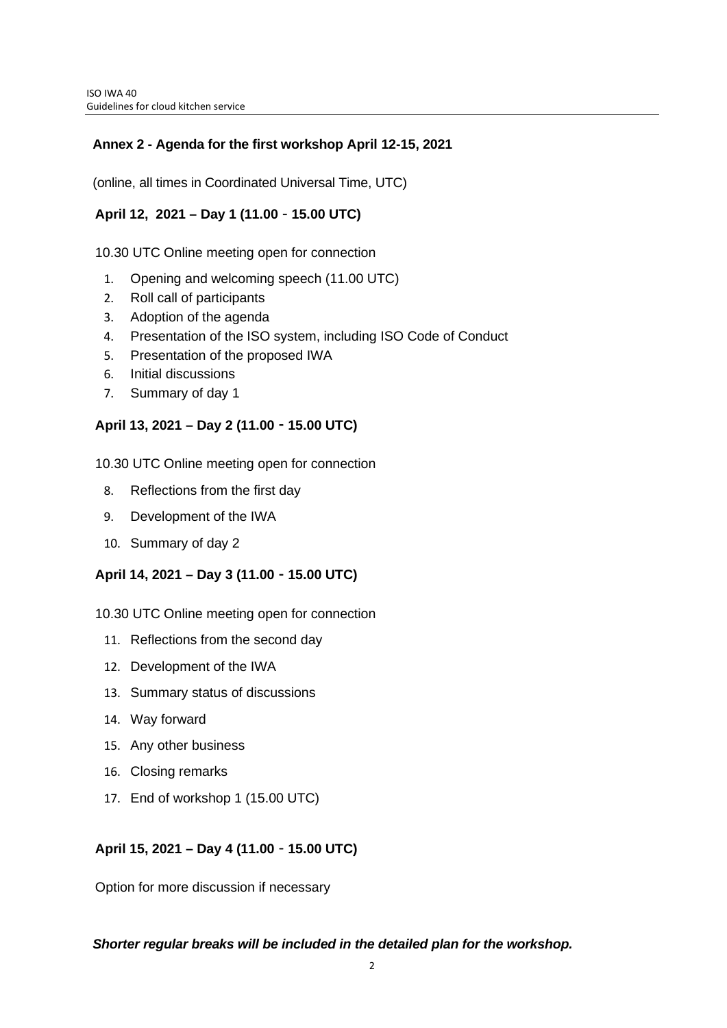## Annex 2 - Agenda for the first workshop April 12-15, 2021

(online, all times in Coordinated Universal Time, UTC)

### April 12, 2021 – Day 1 (11.00 - 15.00 UTC)

10.30 UTC Online meeting open for connection

1. Opening and welcoming speech (11.00 UTC)
2. Roll call of participants
3. Adoption of the agenda
4. Presentation of the ISO system, including ISO Code of Conduct
5. Presentation of the proposed IWA
6. Initial discussions
7. Summary of day 1

### April 13, 2021 – Day 2 (11.00 - 15.00 UTC)

10.30 UTC Online meeting open for connection

8. Reflections from the first day
9. Development of the IWA
10. Summary of day 2

### April 14, 2021 – Day 3 (11.00 - 15.00 UTC)

10.30 UTC Online meeting open for connection

11. Reflections from the second day
12. Development of the IWA
13. Summary status of discussions
14. Way forward
15. Any other business
16. Closing remarks
17. End of workshop 1 (15.00 UTC)

### April 15, 2021 – Day 4 (11.00 - 15.00 UTC)

Option for more discussion if necessary

***Shorter regular breaks will be included in the detailed plan for the workshop.***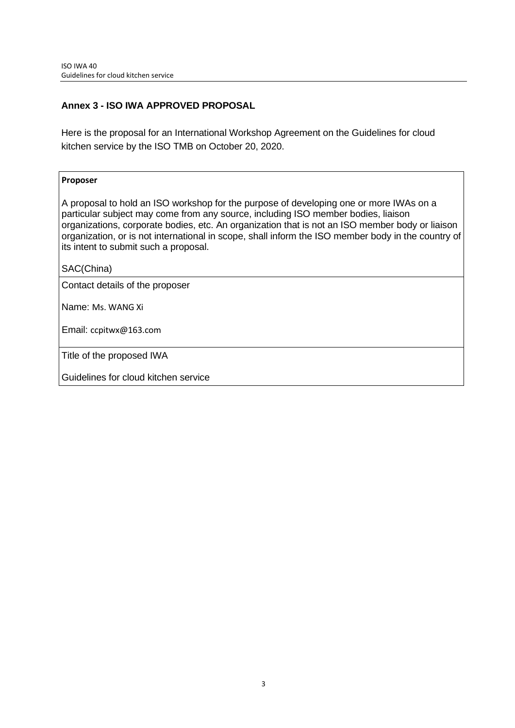## Annex 3 - ISO IWA APPROVED PROPOSAL

Here is the proposal for an International Workshop Agreement on the Guidelines for cloud kitchen service by the ISO TMB on October 20, 2020.

| **Proposer**<br><br>A proposal to hold an ISO workshop for the purpose of developing one or more IWAs on a particular subject may come from any source, including ISO member bodies, liaison organizations, corporate bodies, etc. An organization that is not an ISO member body or liaison organization, or is not international in scope, shall inform the ISO member body in the country of its intent to submit such a proposal.<br><br>SAC(China) |
|---|
| Contact details of the proposer<br><br>Name: Ms. WANG Xi<br><br>Email: ccpitwx@163.com |
| Title of the proposed IWA<br><br>Guidelines for cloud kitchen service |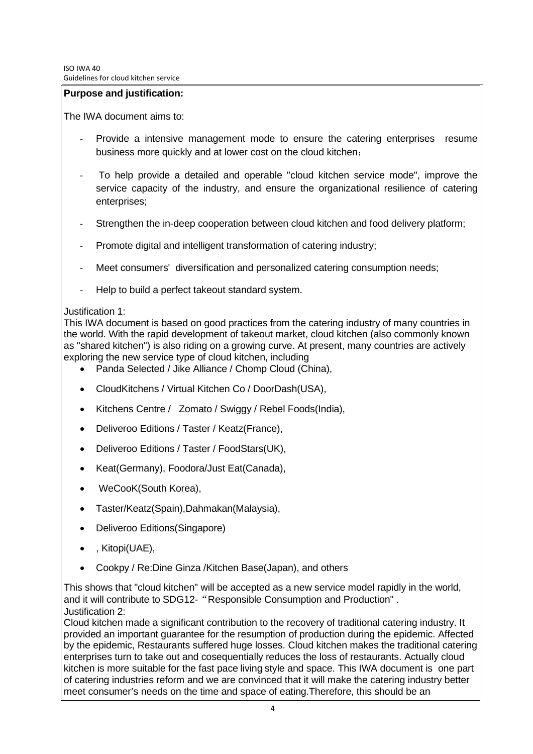**Purpose and justification:**

The IWA document aims to:

- Provide a intensive management mode to ensure the catering enterprises resume business more quickly and at lower cost on the cloud kitchen；
- To help provide a detailed and operable "cloud kitchen service mode", improve the service capacity of the industry, and ensure the organizational resilience of catering enterprises;
- Strengthen the in-deep cooperation between cloud kitchen and food delivery platform;
- Promote digital and intelligent transformation of catering industry;
- Meet consumers' diversification and personalized catering consumption needs;
- Help to build a perfect takeout standard system.

Justification 1:
This IWA document is based on good practices from the catering industry of many countries in the world. With the rapid development of takeout market, cloud kitchen (also commonly known as "shared kitchen") is also riding on a growing curve. At present, many countries are actively exploring the new service type of cloud kitchen, including

- Panda Selected / Jike Alliance / Chomp Cloud (China),
- CloudKitchens / Virtual Kitchen Co / DoorDash(USA),
- Kitchens Centre / Zomato / Swiggy / Rebel Foods(India),
- Deliveroo Editions / Taster / Keatz(France),
- Deliveroo Editions / Taster / FoodStars(UK),
- Keat(Germany), Foodora/Just Eat(Canada),
- WeCooK(South Korea),
- Taster/Keatz(Spain),Dahmakan(Malaysia),
- Deliveroo Editions(Singapore)
- , Kitopi(UAE),
- Cookpy / Re:Dine Ginza /Kitchen Base(Japan), and others

This shows that "cloud kitchen" will be accepted as a new service model rapidly in the world, and it will contribute to SDG12- "Responsible Consumption and Production" .
Justification 2:
Cloud kitchen made a significant contribution to the recovery of traditional catering industry. It provided an important guarantee for the resumption of production during the epidemic. Affected by the epidemic, Restaurants suffered huge losses. Cloud kitchen makes the traditional catering enterprises turn to take out and cosequentially reduces the loss of restaurants. Actually cloud kitchen is more suitable for the fast pace living style and space. This IWA document is one part of catering industries reform and we are convinced that it will make the catering industry better meet consumer′s needs on the time and space of eating.Therefore, this should be an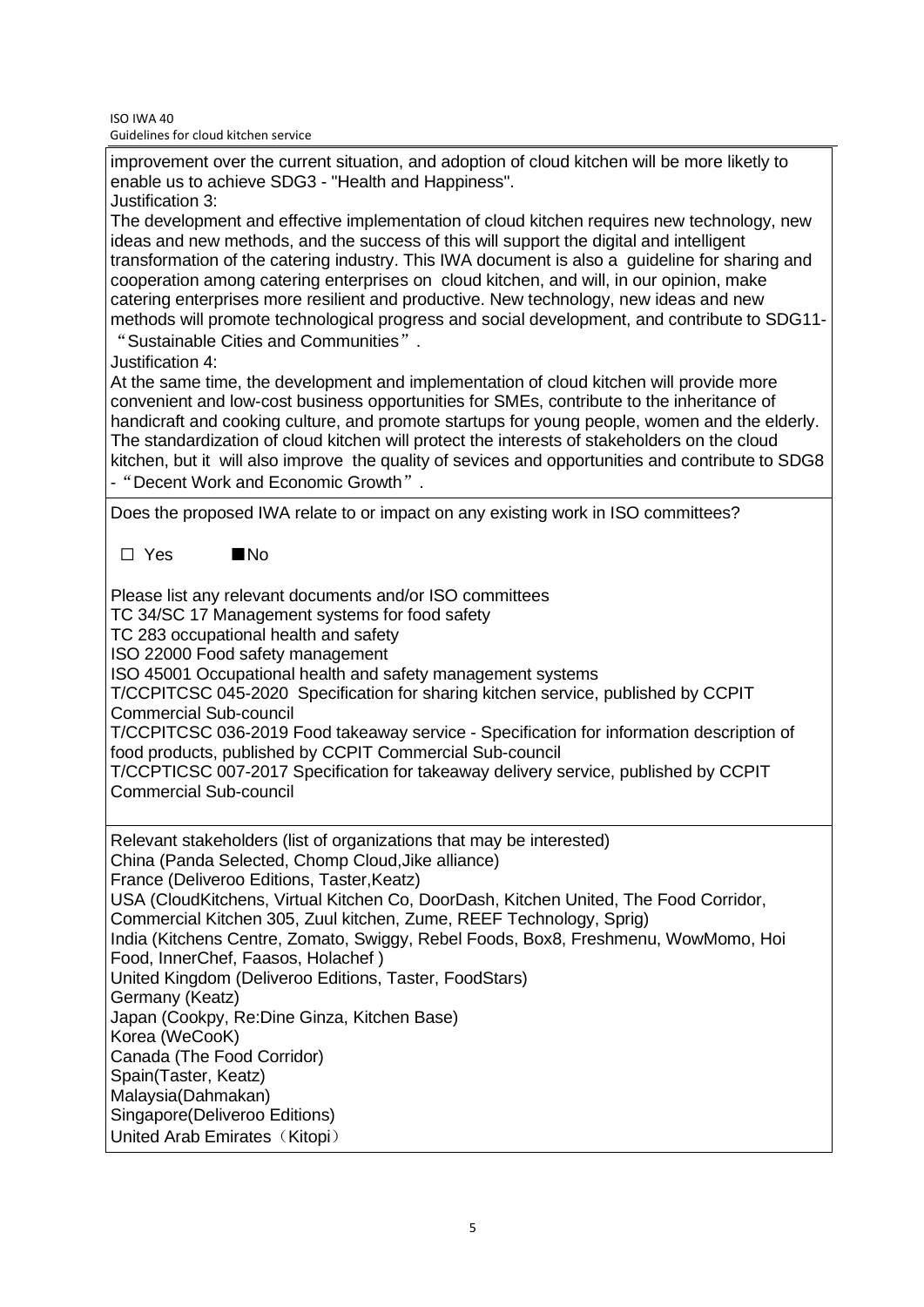improvement over the current situation, and adoption of cloud kitchen will be more likeltly to enable us to achieve SDG3 - "Health and Happiness".

Justification 3:

The development and effective implementation of cloud kitchen requires new technology, new ideas and new methods, and the success of this will support the digital and intelligent transformation of the catering industry. This IWA document is also a guideline for sharing and cooperation among catering enterprises on cloud kitchen, and will, in our opinion, make catering enterprises more resilient and productive. New technology, new ideas and new methods will promote technological progress and social development, and contribute to SDG11-"Sustainable Cities and Communities".

Justification 4:

At the same time, the development and implementation of cloud kitchen will provide more convenient and low-cost business opportunities for SMEs, contribute to the inheritance of handicraft and cooking culture, and promote startups for young people, women and the elderly. The standardization of cloud kitchen will protect the interests of stakeholders on the cloud kitchen, but it will also improve the quality of sevices and opportunities and contribute to SDG8 - "Decent Work and Economic Growth".

Does the proposed IWA relate to or impact on any existing work in ISO committees?

☐ Yes ■No

Please list any relevant documents and/or ISO committees

TC 34/SC 17 Management systems for food safety

TC 283 occupational health and safety

ISO 22000 Food safety management

ISO 45001 Occupational health and safety management systems

T/CCPITCSC 045-2020 Specification for sharing kitchen service, published by CCPIT Commercial Sub-council

T/CCPITCSC 036-2019 Food takeaway service - Specification for information description of food products, published by CCPIT Commercial Sub-council

T/CCPTICSC 007-2017 Specification for takeaway delivery service, published by CCPIT Commercial Sub-council

Relevant stakeholders (list of organizations that may be interested)

China (Panda Selected, Chomp Cloud,Jike alliance)

France (Deliveroo Editions, Taster,Keatz)

USA (CloudKitchens, Virtual Kitchen Co, DoorDash, Kitchen United, The Food Corridor, Commercial Kitchen 305, Zuul kitchen, Zume, REEF Technology, Sprig)

India (Kitchens Centre, Zomato, Swiggy, Rebel Foods, Box8, Freshmenu, WowMomo, Hoi Food, InnerChef, Faasos, Holachef )

United Kingdom (Deliveroo Editions, Taster, FoodStars)

Germany (Keatz)

Japan (Cookpy, Re:Dine Ginza, Kitchen Base)

Korea (WeCooK)

Canada (The Food Corridor)

Spain(Taster, Keatz)

Malaysia(Dahmakan)

Singapore(Deliveroo Editions)

United Arab Emirates（Kitopi）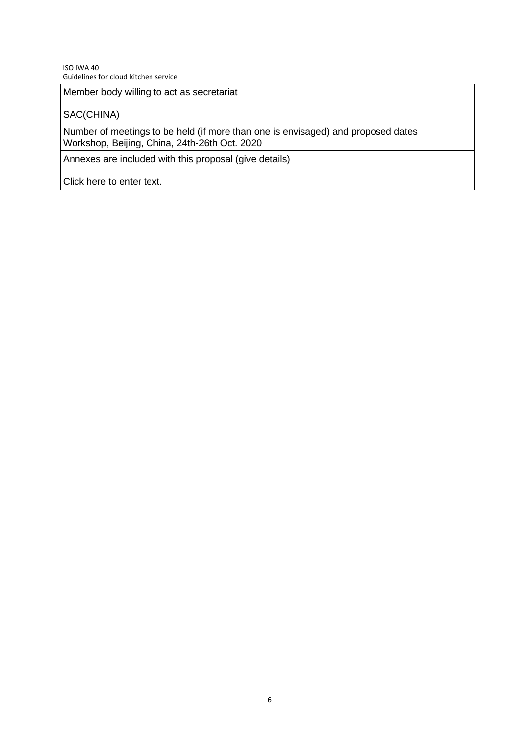Member body willing to act as secretariat

SAC(CHINA)

Number of meetings to be held (if more than one is envisaged) and proposed dates
Workshop, Beijing, China, 24th-26th Oct. 2020

Annexes are included with this proposal (give details)

Click here to enter text.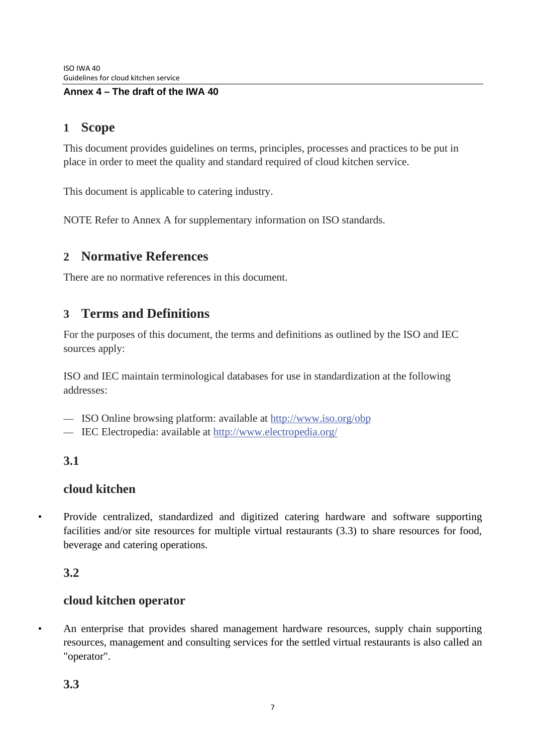**Annex 4 – The draft of the IWA 40**

## 1 Scope

This document provides guidelines on terms, principles, processes and practices to be put in place in order to meet the quality and standard required of cloud kitchen service.

This document is applicable to catering industry.

NOTE Refer to Annex A for supplementary information on ISO standards.

## 2 Normative References

There are no normative references in this document.

## 3 Terms and Definitions

For the purposes of this document, the terms and definitions as outlined by the ISO and IEC sources apply:

ISO and IEC maintain terminological databases for use in standardization at the following addresses:

— ISO Online browsing platform: available at http://www.iso.org/obp
— IEC Electropedia: available at http://www.electropedia.org/

### 3.1

### cloud kitchen

- Provide centralized, standardized and digitized catering hardware and software supporting facilities and/or site resources for multiple virtual restaurants (3.3) to share resources for food, beverage and catering operations.

### 3.2

### cloud kitchen operator

- An enterprise that provides shared management hardware resources, supply chain supporting resources, management and consulting services for the settled virtual restaurants is also called an "operator".

### 3.3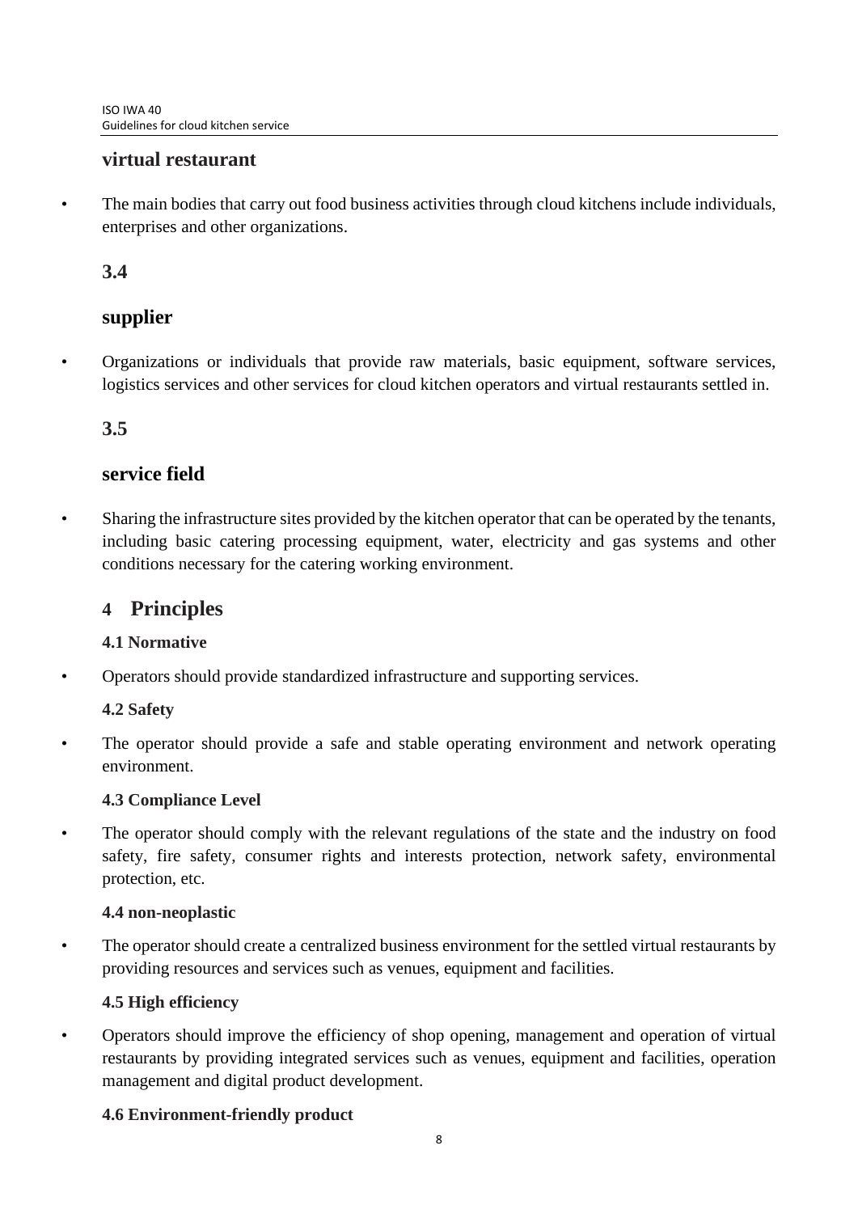**virtual restaurant**

- The main bodies that carry out food business activities through cloud kitchens include individuals, enterprises and other organizations.

**3.4**

**supplier**

- Organizations or individuals that provide raw materials, basic equipment, software services, logistics services and other services for cloud kitchen operators and virtual restaurants settled in.

**3.5**

**service field**

- Sharing the infrastructure sites provided by the kitchen operator that can be operated by the tenants, including basic catering processing equipment, water, electricity and gas systems and other conditions necessary for the catering working environment.

# 4 Principles

### 4.1 Normative

- Operators should provide standardized infrastructure and supporting services.

### 4.2 Safety

- The operator should provide a safe and stable operating environment and network operating environment.

### 4.3 Compliance Level

- The operator should comply with the relevant regulations of the state and the industry on food safety, fire safety, consumer rights and interests protection, network safety, environmental protection, etc.

### 4.4 non-neoplastic

- The operator should create a centralized business environment for the settled virtual restaurants by providing resources and services such as venues, equipment and facilities.

### 4.5 High efficiency

- Operators should improve the efficiency of shop opening, management and operation of virtual restaurants by providing integrated services such as venues, equipment and facilities, operation management and digital product development.

### 4.6 Environment-friendly product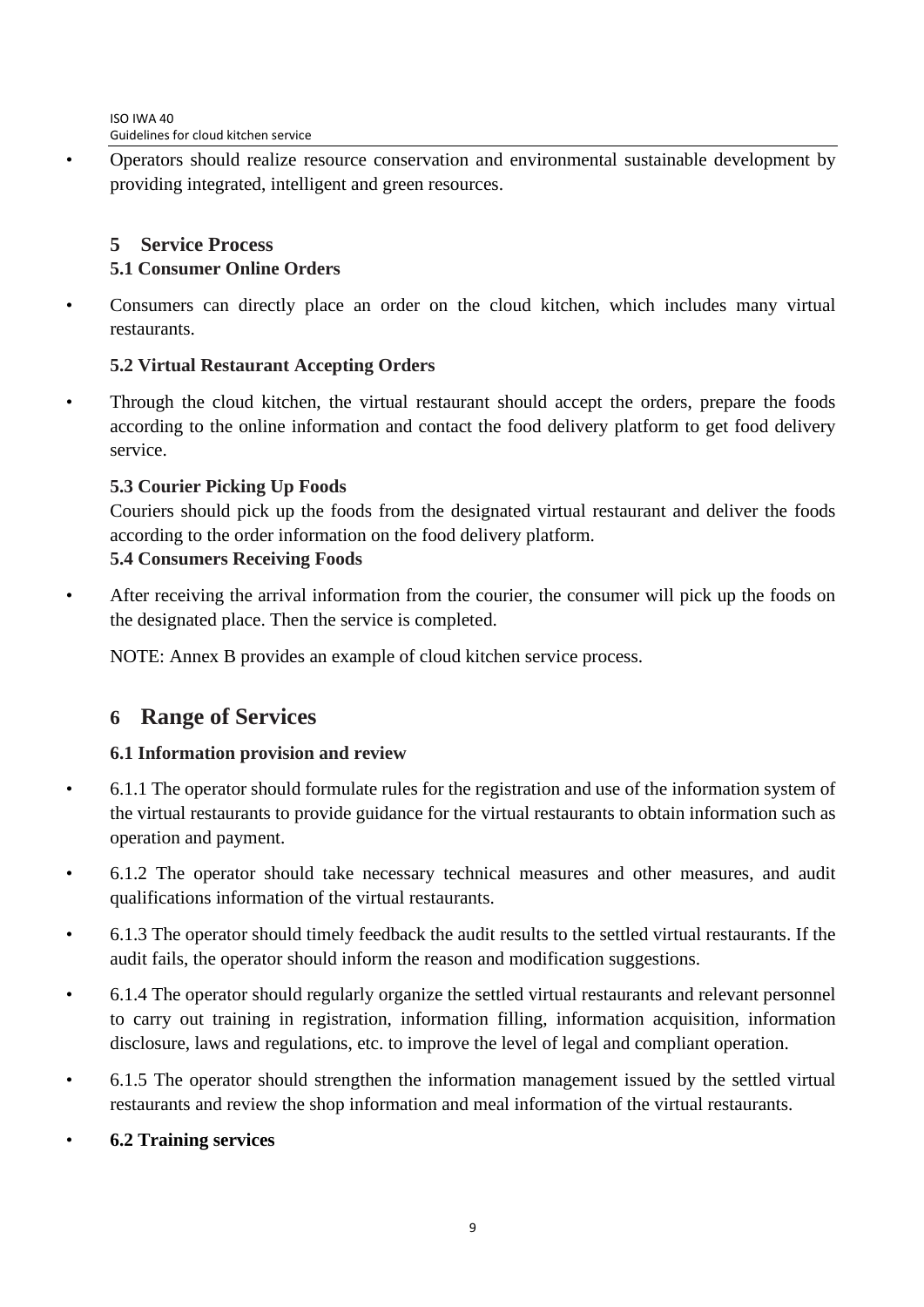- Operators should realize resource conservation and environmental sustainable development by providing integrated, intelligent and green resources.

## 5 Service Process

### 5.1 Consumer Online Orders

- Consumers can directly place an order on the cloud kitchen, which includes many virtual restaurants.

### 5.2 Virtual Restaurant Accepting Orders

- Through the cloud kitchen, the virtual restaurant should accept the orders, prepare the foods according to the online information and contact the food delivery platform to get food delivery service.

### 5.3 Courier Picking Up Foods

Couriers should pick up the foods from the designated virtual restaurant and deliver the foods according to the order information on the food delivery platform.

### 5.4 Consumers Receiving Foods

- After receiving the arrival information from the courier, the consumer will pick up the foods on the designated place. Then the service is completed.

NOTE: Annex B provides an example of cloud kitchen service process.

## 6 Range of Services

### 6.1 Information provision and review

- 6.1.1 The operator should formulate rules for the registration and use of the information system of the virtual restaurants to provide guidance for the virtual restaurants to obtain information such as operation and payment.
- 6.1.2 The operator should take necessary technical measures and other measures, and audit qualifications information of the virtual restaurants.
- 6.1.3 The operator should timely feedback the audit results to the settled virtual restaurants. If the audit fails, the operator should inform the reason and modification suggestions.
- 6.1.4 The operator should regularly organize the settled virtual restaurants and relevant personnel to carry out training in registration, information filling, information acquisition, information disclosure, laws and regulations, etc. to improve the level of legal and compliant operation.
- 6.1.5 The operator should strengthen the information management issued by the settled virtual restaurants and review the shop information and meal information of the virtual restaurants.

- **6.2 Training services**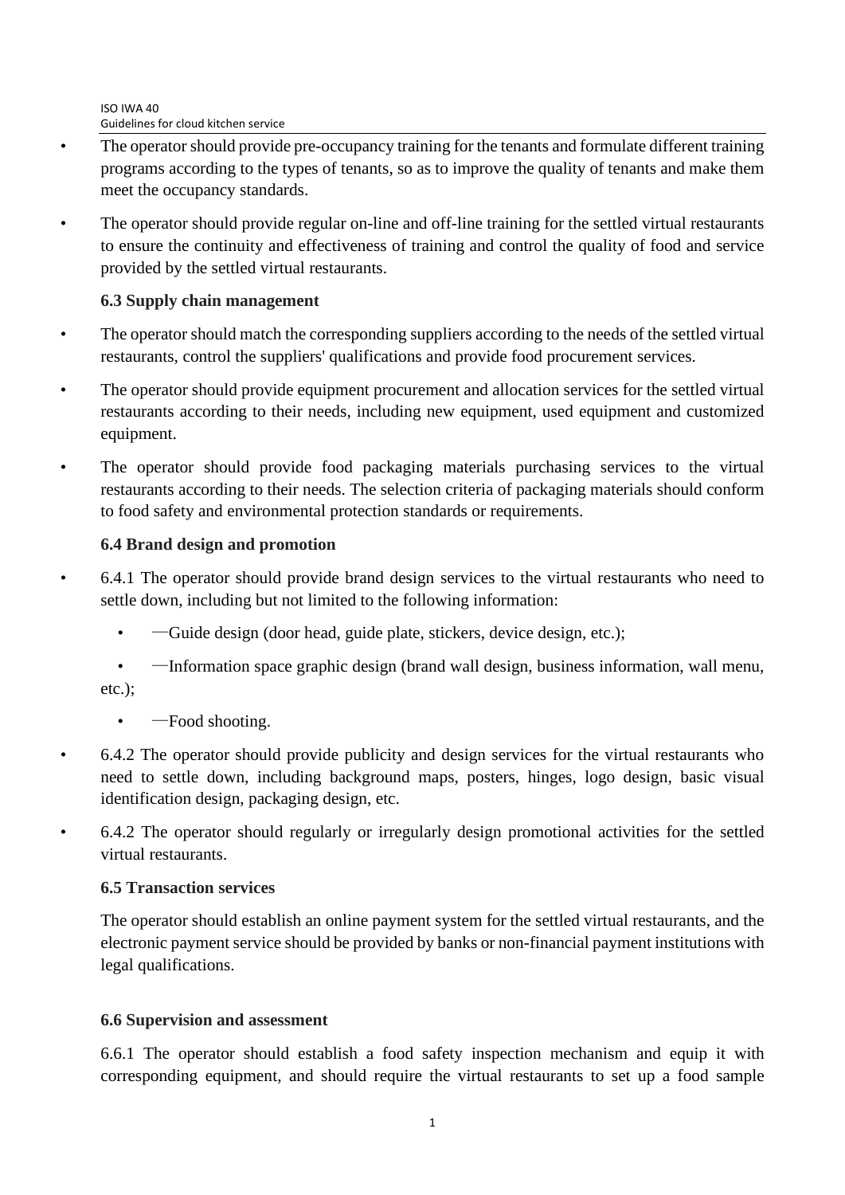- The operator should provide pre-occupancy training for the tenants and formulate different training programs according to the types of tenants, so as to improve the quality of tenants and make them meet the occupancy standards.
- The operator should provide regular on-line and off-line training for the settled virtual restaurants to ensure the continuity and effectiveness of training and control the quality of food and service provided by the settled virtual restaurants.

### 6.3 Supply chain management

- The operator should match the corresponding suppliers according to the needs of the settled virtual restaurants, control the suppliers' qualifications and provide food procurement services.
- The operator should provide equipment procurement and allocation services for the settled virtual restaurants according to their needs, including new equipment, used equipment and customized equipment.
- The operator should provide food packaging materials purchasing services to the virtual restaurants according to their needs. The selection criteria of packaging materials should conform to food safety and environmental protection standards or requirements.

### 6.4 Brand design and promotion

- 6.4.1 The operator should provide brand design services to the virtual restaurants who need to settle down, including but not limited to the following information:
  - —Guide design (door head, guide plate, stickers, device design, etc.);
  - —Information space graphic design (brand wall design, business information, wall menu, etc.);
  - —Food shooting.
- 6.4.2 The operator should provide publicity and design services for the virtual restaurants who need to settle down, including background maps, posters, hinges, logo design, basic visual identification design, packaging design, etc.
- 6.4.2 The operator should regularly or irregularly design promotional activities for the settled virtual restaurants.

### 6.5 Transaction services

The operator should establish an online payment system for the settled virtual restaurants, and the electronic payment service should be provided by banks or non-financial payment institutions with legal qualifications.

### 6.6 Supervision and assessment

6.6.1 The operator should establish a food safety inspection mechanism and equip it with corresponding equipment, and should require the virtual restaurants to set up a food sample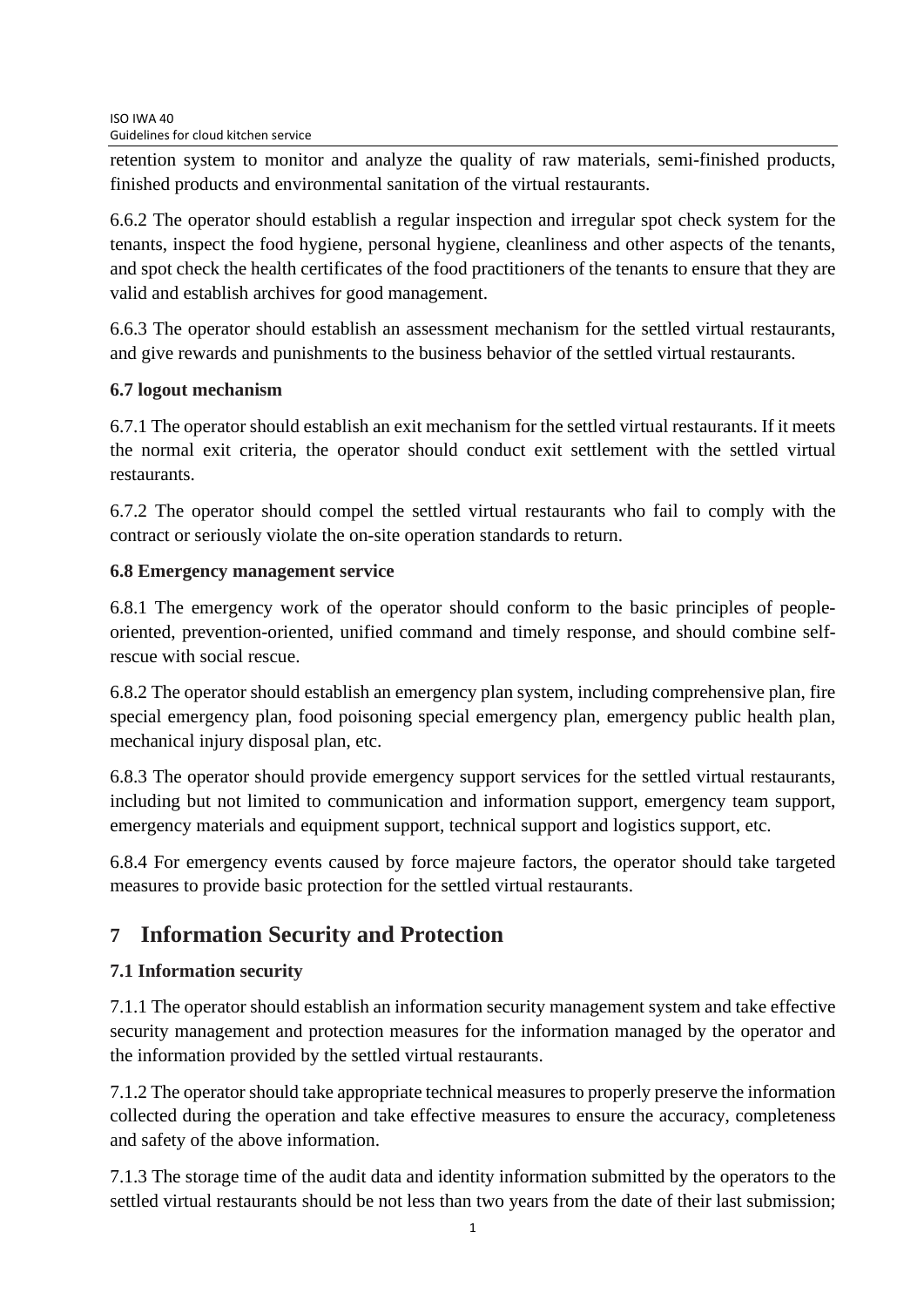retention system to monitor and analyze the quality of raw materials, semi-finished products, finished products and environmental sanitation of the virtual restaurants.

6.6.2 The operator should establish a regular inspection and irregular spot check system for the tenants, inspect the food hygiene, personal hygiene, cleanliness and other aspects of the tenants, and spot check the health certificates of the food practitioners of the tenants to ensure that they are valid and establish archives for good management.

6.6.3 The operator should establish an assessment mechanism for the settled virtual restaurants, and give rewards and punishments to the business behavior of the settled virtual restaurants.

### 6.7 logout mechanism

6.7.1 The operator should establish an exit mechanism for the settled virtual restaurants. If it meets the normal exit criteria, the operator should conduct exit settlement with the settled virtual restaurants.

6.7.2 The operator should compel the settled virtual restaurants who fail to comply with the contract or seriously violate the on-site operation standards to return.

### 6.8 Emergency management service

6.8.1 The emergency work of the operator should conform to the basic principles of people-oriented, prevention-oriented, unified command and timely response, and should combine self-rescue with social rescue.

6.8.2 The operator should establish an emergency plan system, including comprehensive plan, fire special emergency plan, food poisoning special emergency plan, emergency public health plan, mechanical injury disposal plan, etc.

6.8.3 The operator should provide emergency support services for the settled virtual restaurants, including but not limited to communication and information support, emergency team support, emergency materials and equipment support, technical support and logistics support, etc.

6.8.4 For emergency events caused by force majeure factors, the operator should take targeted measures to provide basic protection for the settled virtual restaurants.

## 7 Information Security and Protection

### 7.1 Information security

7.1.1 The operator should establish an information security management system and take effective security management and protection measures for the information managed by the operator and the information provided by the settled virtual restaurants.

7.1.2 The operator should take appropriate technical measures to properly preserve the information collected during the operation and take effective measures to ensure the accuracy, completeness and safety of the above information.

7.1.3 The storage time of the audit data and identity information submitted by the operators to the settled virtual restaurants should be not less than two years from the date of their last submission;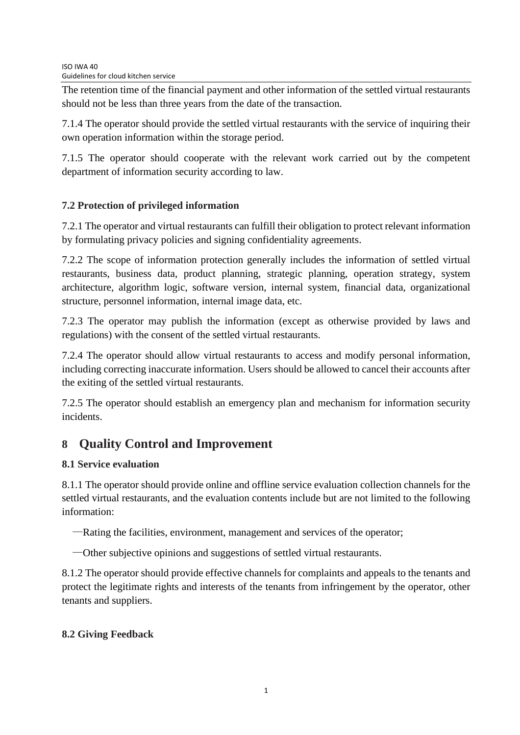The retention time of the financial payment and other information of the settled virtual restaurants should not be less than three years from the date of the transaction.

7.1.4 The operator should provide the settled virtual restaurants with the service of inquiring their own operation information within the storage period.

7.1.5 The operator should cooperate with the relevant work carried out by the competent department of information security according to law.

### 7.2 Protection of privileged information

7.2.1 The operator and virtual restaurants can fulfill their obligation to protect relevant information by formulating privacy policies and signing confidentiality agreements.

7.2.2 The scope of information protection generally includes the information of settled virtual restaurants, business data, product planning, strategic planning, operation strategy, system architecture, algorithm logic, software version, internal system, financial data, organizational structure, personnel information, internal image data, etc.

7.2.3 The operator may publish the information (except as otherwise provided by laws and regulations) with the consent of the settled virtual restaurants.

7.2.4 The operator should allow virtual restaurants to access and modify personal information, including correcting inaccurate information. Users should be allowed to cancel their accounts after the exiting of the settled virtual restaurants.

7.2.5 The operator should establish an emergency plan and mechanism for information security incidents.

## 8 Quality Control and Improvement

### 8.1 Service evaluation

8.1.1 The operator should provide online and offline service evaluation collection channels for the settled virtual restaurants, and the evaluation contents include but are not limited to the following information:

—Rating the facilities, environment, management and services of the operator;

—Other subjective opinions and suggestions of settled virtual restaurants.

8.1.2 The operator should provide effective channels for complaints and appeals to the tenants and protect the legitimate rights and interests of the tenants from infringement by the operator, other tenants and suppliers.

### 8.2 Giving Feedback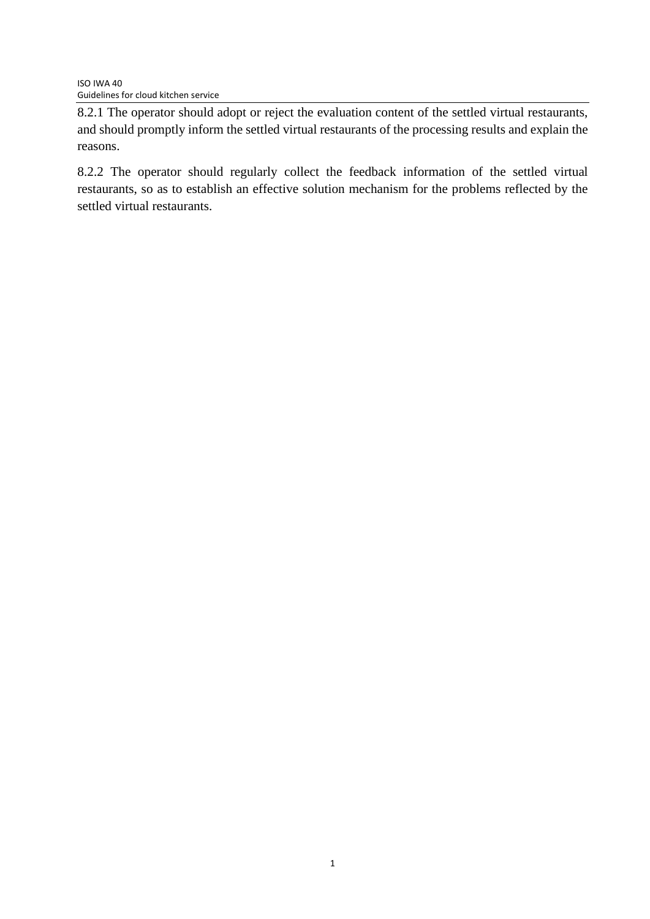8.2.1 The operator should adopt or reject the evaluation content of the settled virtual restaurants, and should promptly inform the settled virtual restaurants of the processing results and explain the reasons.

8.2.2 The operator should regularly collect the feedback information of the settled virtual restaurants, so as to establish an effective solution mechanism for the problems reflected by the settled virtual restaurants.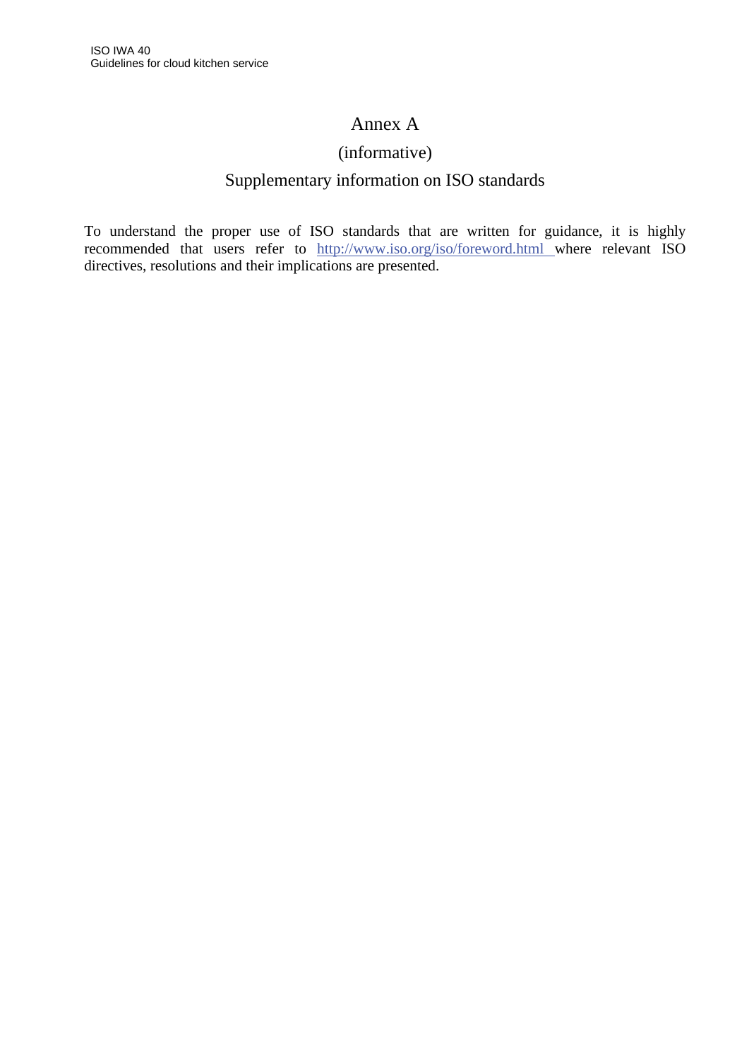# Annex A

(informative)

## Supplementary information on ISO standards

To understand the proper use of ISO standards that are written for guidance, it is highly recommended that users refer to http://www.iso.org/iso/foreword.html where relevant ISO directives, resolutions and their implications are presented.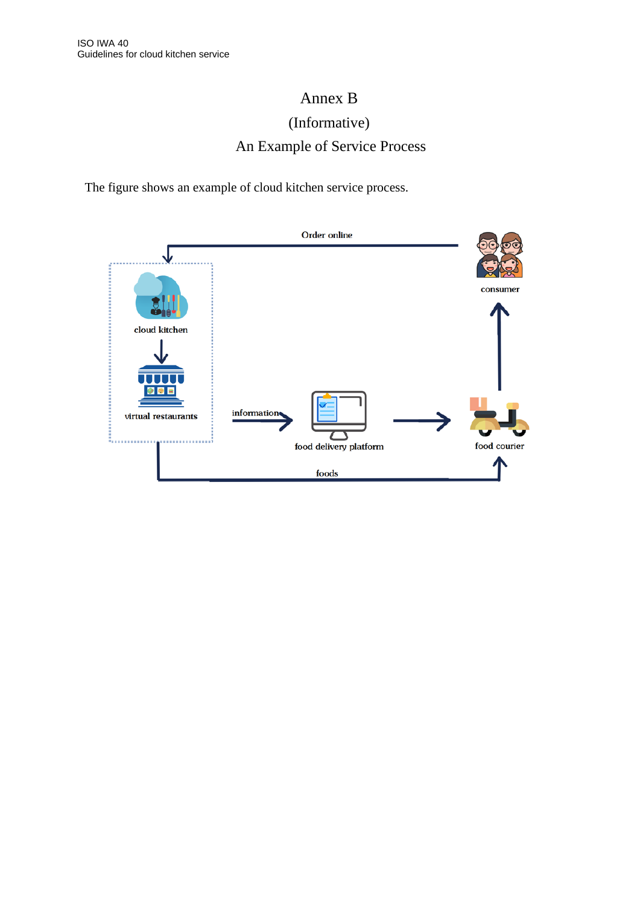# Annex B

(Informative)

## An Example of Service Process

The figure shows an example of cloud kitchen service process.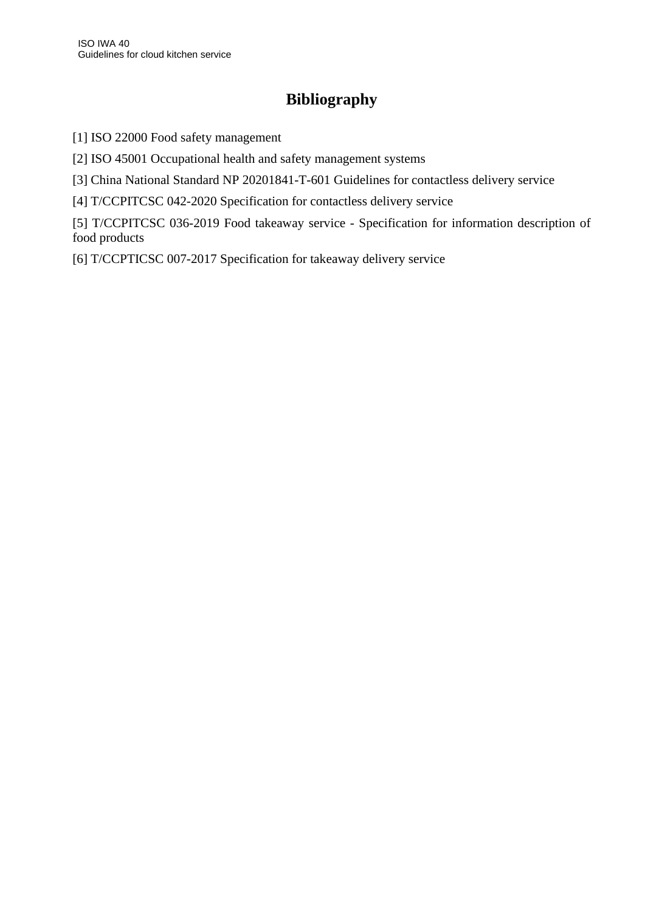# Bibliography

[1] ISO 22000 Food safety management

[2] ISO 45001 Occupational health and safety management systems

[3] China National Standard NP 20201841-T-601 Guidelines for contactless delivery service

[4] T/CCPITCSC 042-2020 Specification for contactless delivery service

[5] T/CCPITCSC 036-2019 Food takeaway service - Specification for information description of food products

[6] T/CCPTICSC 007-2017 Specification for takeaway delivery service